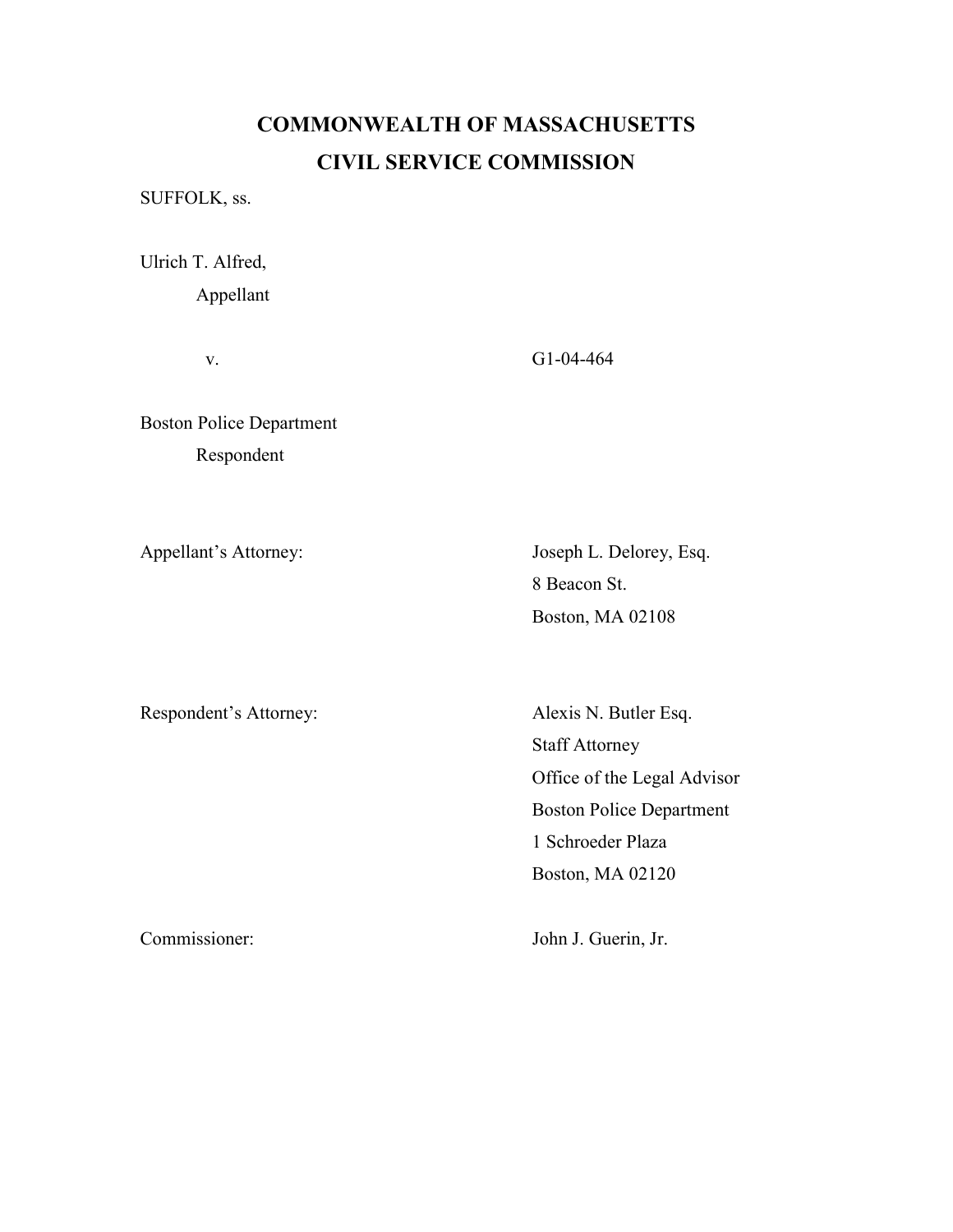# COMMONWEALTH OF MASSACHUSETTS
# CIVIL SERVICE COMMISSION

SUFFOLK, ss.

Ulrich T. Alfred,
Appellant

v. G1-04-464

Boston Police Department
Respondent

Appellant's Attorney: Joseph L. Delorey, Esq.
8 Beacon St.
Boston, MA 02108

Respondent's Attorney: Alexis N. Butler Esq.
Staff Attorney
Office of the Legal Advisor
Boston Police Department
1 Schroeder Plaza
Boston, MA 02120

Commissioner: John J. Guerin, Jr.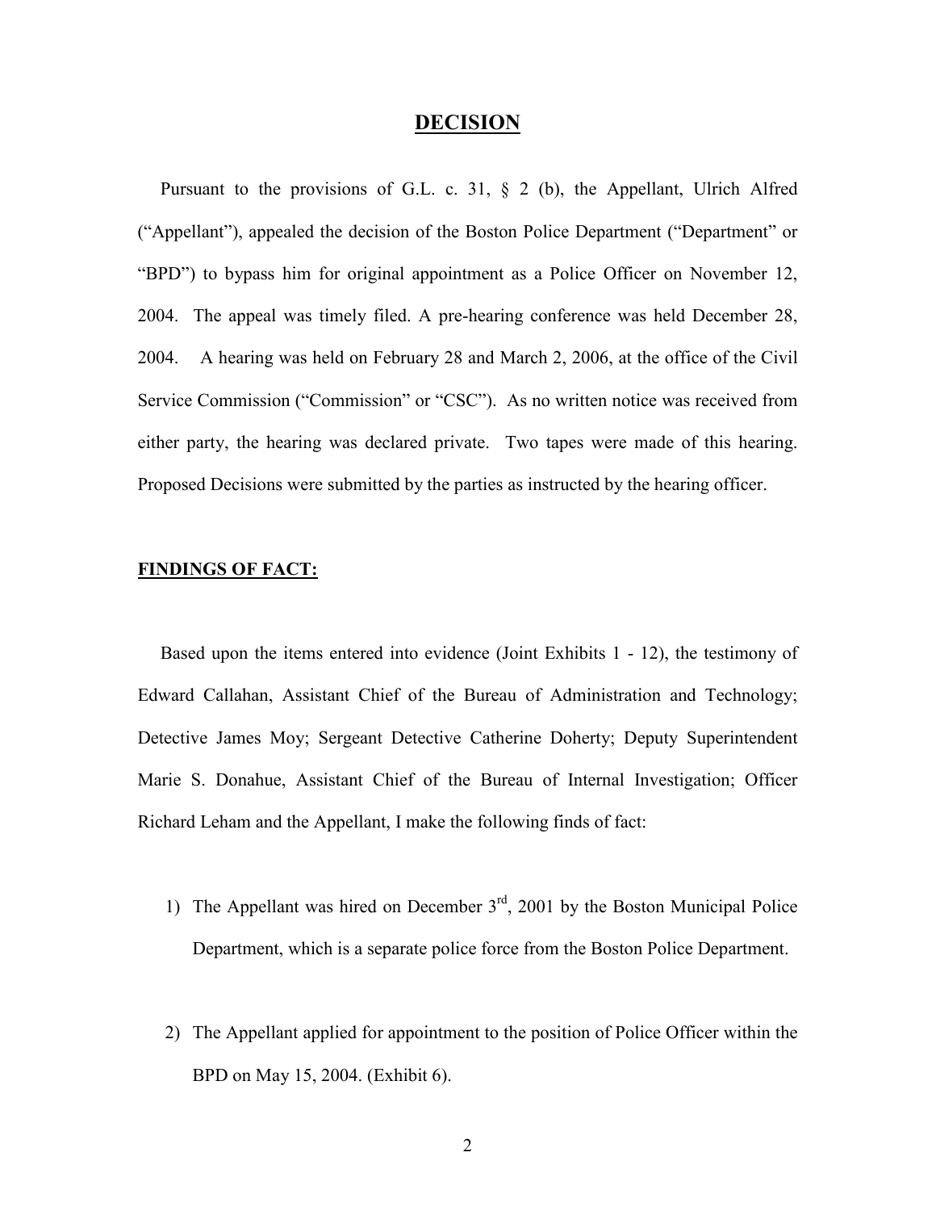## DECISION

Pursuant to the provisions of G.L. c. 31, § 2 (b), the Appellant, Ulrich Alfred ("Appellant"), appealed the decision of the Boston Police Department ("Department" or "BPD") to bypass him for original appointment as a Police Officer on November 12, 2004. The appeal was timely filed. A pre-hearing conference was held December 28, 2004. A hearing was held on February 28 and March 2, 2006, at the office of the Civil Service Commission ("Commission" or "CSC"). As no written notice was received from either party, the hearing was declared private. Two tapes were made of this hearing. Proposed Decisions were submitted by the parties as instructed by the hearing officer.

**FINDINGS OF FACT:**

Based upon the items entered into evidence (Joint Exhibits 1 - 12), the testimony of Edward Callahan, Assistant Chief of the Bureau of Administration and Technology; Detective James Moy; Sergeant Detective Catherine Doherty; Deputy Superintendent Marie S. Donahue, Assistant Chief of the Bureau of Internal Investigation; Officer Richard Leham and the Appellant, I make the following finds of fact:

1) The Appellant was hired on December 3rd, 2001 by the Boston Municipal Police Department, which is a separate police force from the Boston Police Department.

2) The Appellant applied for appointment to the position of Police Officer within the BPD on May 15, 2004. (Exhibit 6).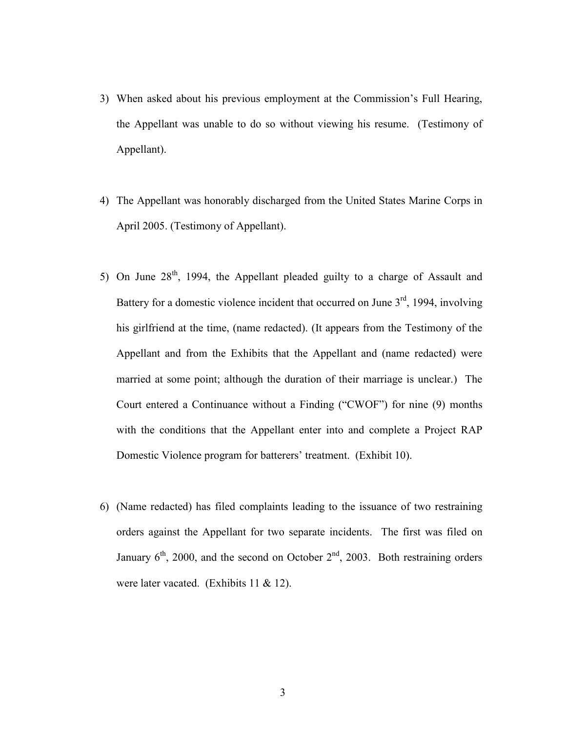3) When asked about his previous employment at the Commission's Full Hearing, the Appellant was unable to do so without viewing his resume. (Testimony of Appellant).

4) The Appellant was honorably discharged from the United States Marine Corps in April 2005. (Testimony of Appellant).

5) On June 28th, 1994, the Appellant pleaded guilty to a charge of Assault and Battery for a domestic violence incident that occurred on June 3rd, 1994, involving his girlfriend at the time, (name redacted). (It appears from the Testimony of the Appellant and from the Exhibits that the Appellant and (name redacted) were married at some point; although the duration of their marriage is unclear.) The Court entered a Continuance without a Finding ("CWOF") for nine (9) months with the conditions that the Appellant enter into and complete a Project RAP Domestic Violence program for batterers' treatment. (Exhibit 10).

6) (Name redacted) has filed complaints leading to the issuance of two restraining orders against the Appellant for two separate incidents. The first was filed on January 6th, 2000, and the second on October 2nd, 2003. Both restraining orders were later vacated. (Exhibits 11 & 12).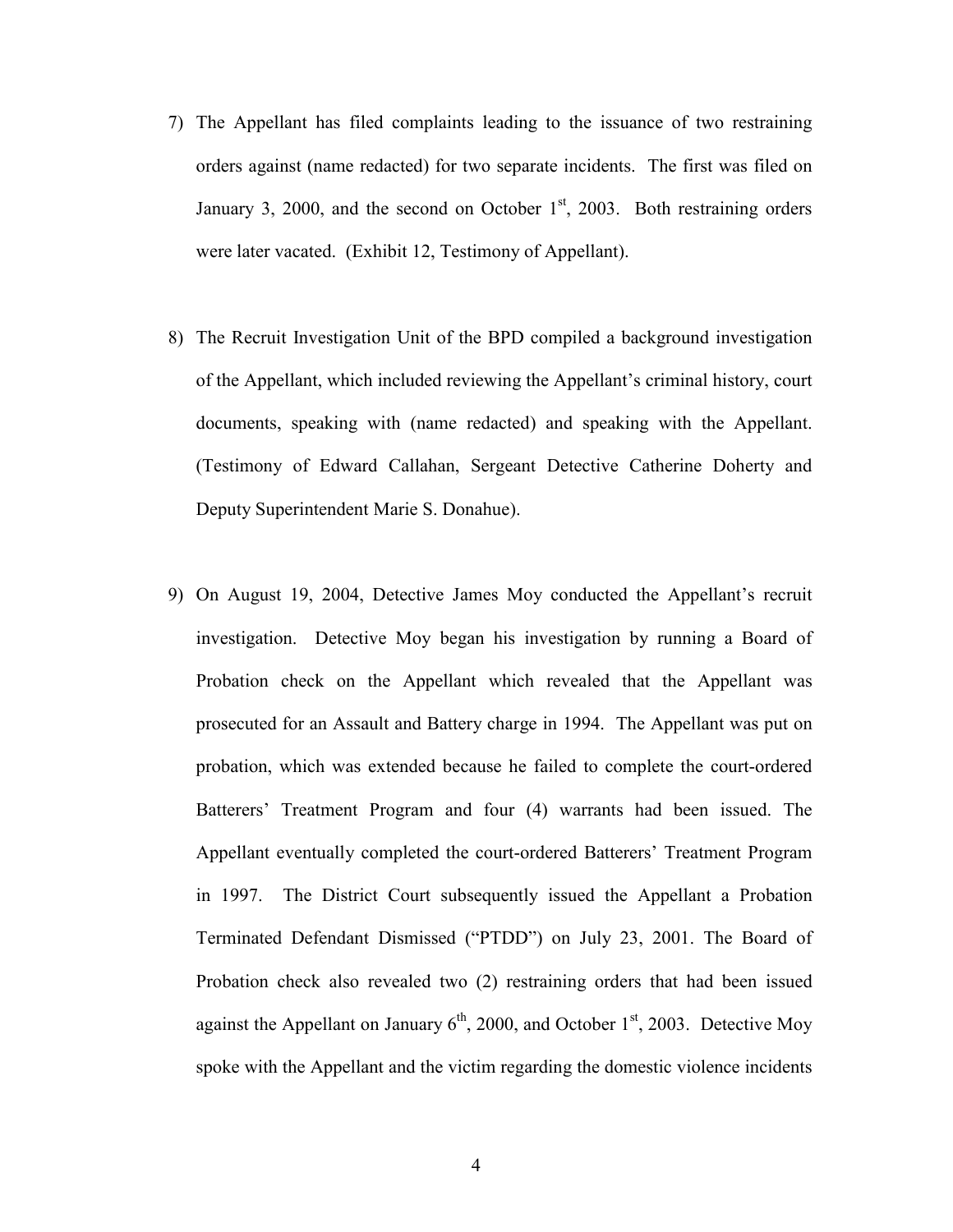7) The Appellant has filed complaints leading to the issuance of two restraining orders against (name redacted) for two separate incidents. The first was filed on January 3, 2000, and the second on October 1st, 2003. Both restraining orders were later vacated. (Exhibit 12, Testimony of Appellant).

8) The Recruit Investigation Unit of the BPD compiled a background investigation of the Appellant, which included reviewing the Appellant's criminal history, court documents, speaking with (name redacted) and speaking with the Appellant. (Testimony of Edward Callahan, Sergeant Detective Catherine Doherty and Deputy Superintendent Marie S. Donahue).

9) On August 19, 2004, Detective James Moy conducted the Appellant's recruit investigation. Detective Moy began his investigation by running a Board of Probation check on the Appellant which revealed that the Appellant was prosecuted for an Assault and Battery charge in 1994. The Appellant was put on probation, which was extended because he failed to complete the court-ordered Batterers' Treatment Program and four (4) warrants had been issued. The Appellant eventually completed the court-ordered Batterers' Treatment Program in 1997. The District Court subsequently issued the Appellant a Probation Terminated Defendant Dismissed ("PTDD") on July 23, 2001. The Board of Probation check also revealed two (2) restraining orders that had been issued against the Appellant on January 6th, 2000, and October 1st, 2003. Detective Moy spoke with the Appellant and the victim regarding the domestic violence incidents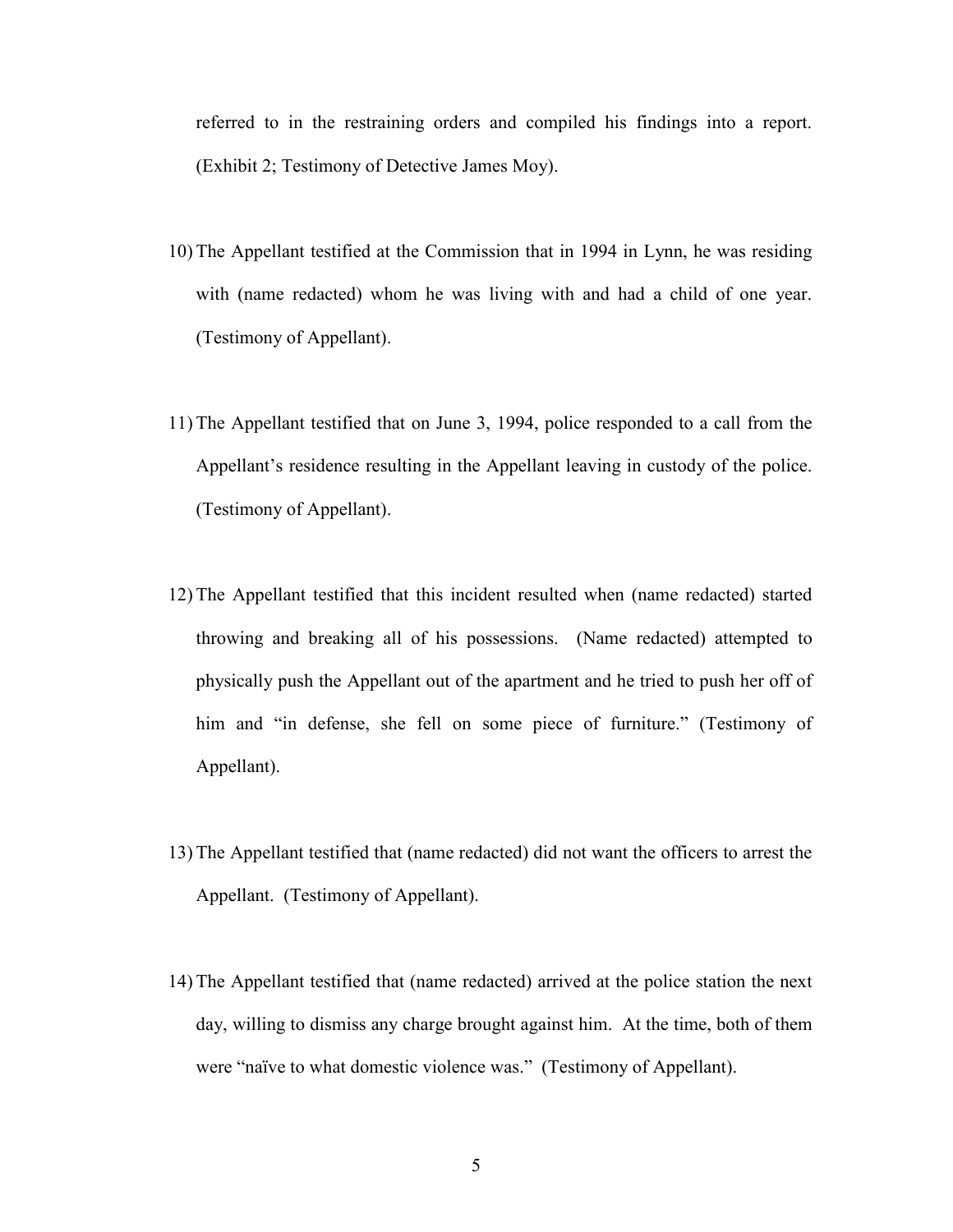referred to in the restraining orders and compiled his findings into a report. (Exhibit 2; Testimony of Detective James Moy).

10) The Appellant testified at the Commission that in 1994 in Lynn, he was residing with (name redacted) whom he was living with and had a child of one year. (Testimony of Appellant).

11) The Appellant testified that on June 3, 1994, police responded to a call from the Appellant's residence resulting in the Appellant leaving in custody of the police. (Testimony of Appellant).

12) The Appellant testified that this incident resulted when (name redacted) started throwing and breaking all of his possessions. (Name redacted) attempted to physically push the Appellant out of the apartment and he tried to push her off of him and "in defense, she fell on some piece of furniture." (Testimony of Appellant).

13) The Appellant testified that (name redacted) did not want the officers to arrest the Appellant. (Testimony of Appellant).

14) The Appellant testified that (name redacted) arrived at the police station the next day, willing to dismiss any charge brought against him. At the time, both of them were "naïve to what domestic violence was." (Testimony of Appellant).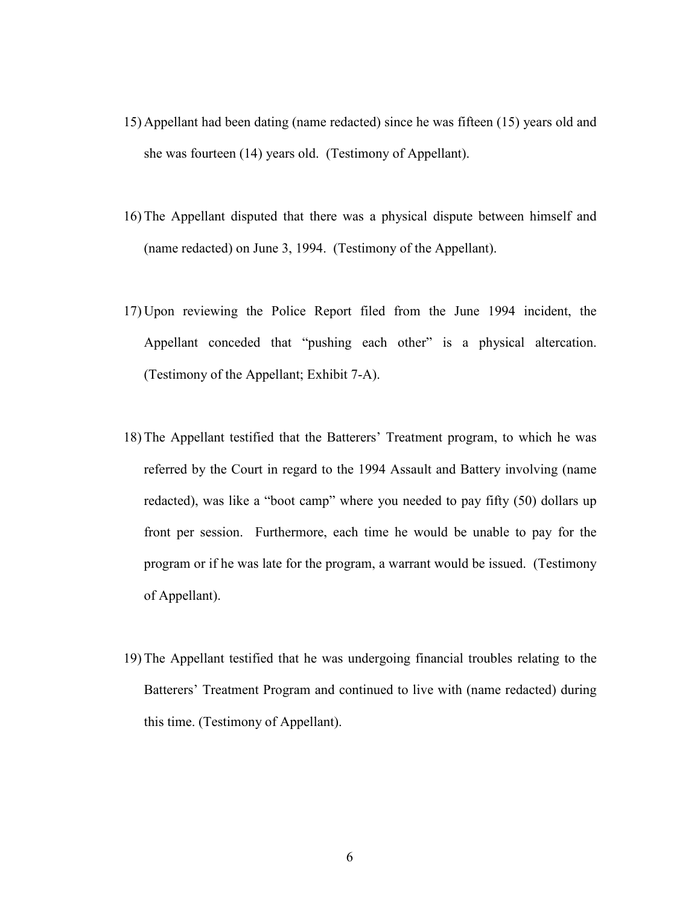15) Appellant had been dating (name redacted) since he was fifteen (15) years old and she was fourteen (14) years old. (Testimony of Appellant).

16) The Appellant disputed that there was a physical dispute between himself and (name redacted) on June 3, 1994. (Testimony of the Appellant).

17) Upon reviewing the Police Report filed from the June 1994 incident, the Appellant conceded that "pushing each other" is a physical altercation. (Testimony of the Appellant; Exhibit 7-A).

18) The Appellant testified that the Batterers' Treatment program, to which he was referred by the Court in regard to the 1994 Assault and Battery involving (name redacted), was like a "boot camp" where you needed to pay fifty (50) dollars up front per session. Furthermore, each time he would be unable to pay for the program or if he was late for the program, a warrant would be issued. (Testimony of Appellant).

19) The Appellant testified that he was undergoing financial troubles relating to the Batterers' Treatment Program and continued to live with (name redacted) during this time. (Testimony of Appellant).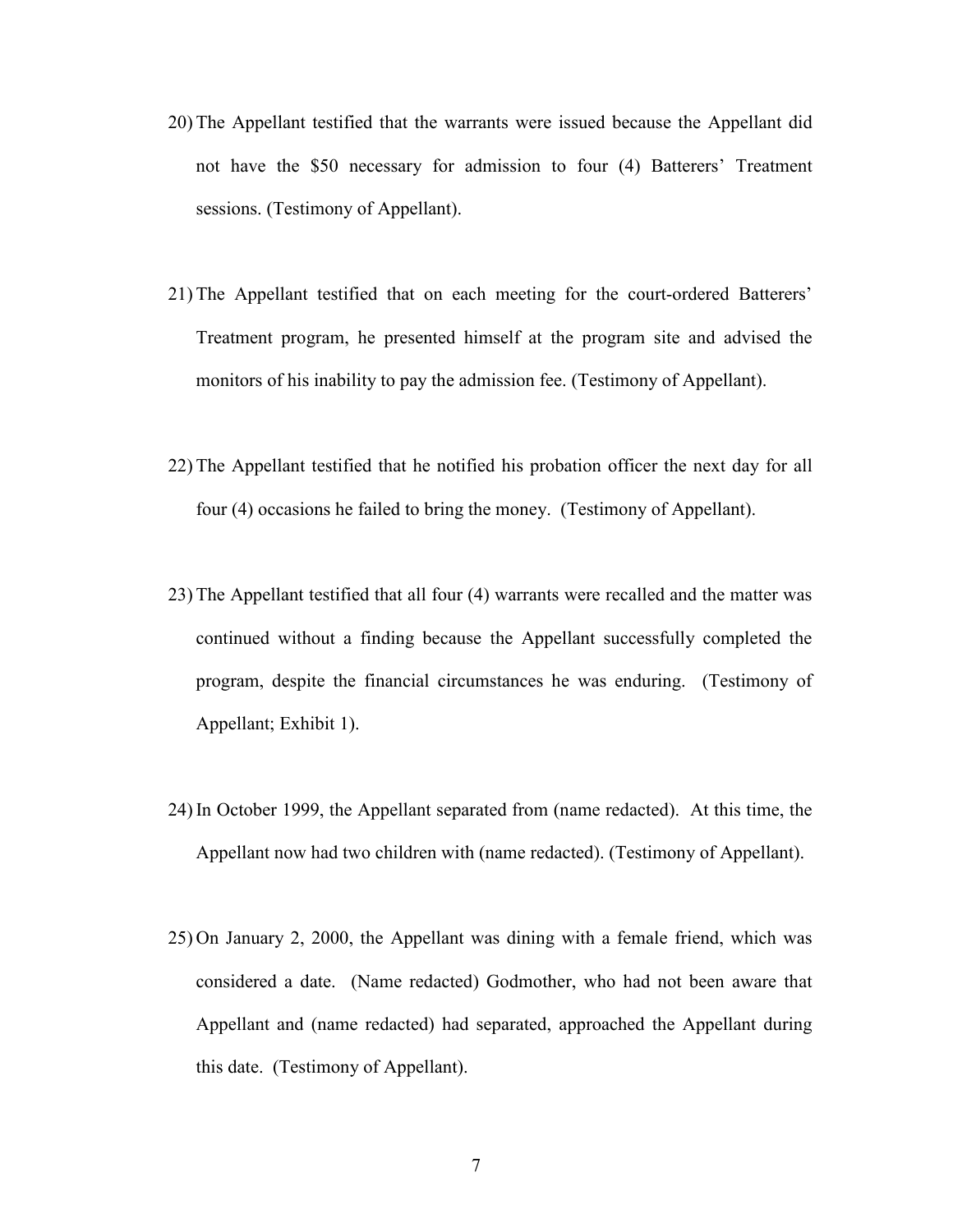20) The Appellant testified that the warrants were issued because the Appellant did not have the $50 necessary for admission to four (4) Batterers' Treatment sessions. (Testimony of Appellant).

21) The Appellant testified that on each meeting for the court-ordered Batterers' Treatment program, he presented himself at the program site and advised the monitors of his inability to pay the admission fee. (Testimony of Appellant).

22) The Appellant testified that he notified his probation officer the next day for all four (4) occasions he failed to bring the money. (Testimony of Appellant).

23) The Appellant testified that all four (4) warrants were recalled and the matter was continued without a finding because the Appellant successfully completed the program, despite the financial circumstances he was enduring. (Testimony of Appellant; Exhibit 1).

24) In October 1999, the Appellant separated from (name redacted). At this time, the Appellant now had two children with (name redacted). (Testimony of Appellant).

25) On January 2, 2000, the Appellant was dining with a female friend, which was considered a date. (Name redacted) Godmother, who had not been aware that Appellant and (name redacted) had separated, approached the Appellant during this date. (Testimony of Appellant).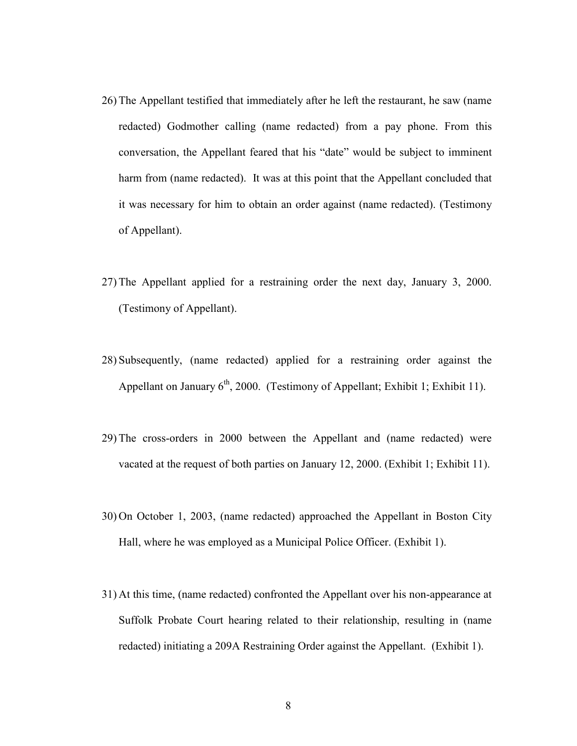26) The Appellant testified that immediately after he left the restaurant, he saw (name redacted) Godmother calling (name redacted) from a pay phone. From this conversation, the Appellant feared that his "date" would be subject to imminent harm from (name redacted). It was at this point that the Appellant concluded that it was necessary for him to obtain an order against (name redacted). (Testimony of Appellant).

27) The Appellant applied for a restraining order the next day, January 3, 2000. (Testimony of Appellant).

28) Subsequently, (name redacted) applied for a restraining order against the Appellant on January 6th, 2000. (Testimony of Appellant; Exhibit 1; Exhibit 11).

29) The cross-orders in 2000 between the Appellant and (name redacted) were vacated at the request of both parties on January 12, 2000. (Exhibit 1; Exhibit 11).

30) On October 1, 2003, (name redacted) approached the Appellant in Boston City Hall, where he was employed as a Municipal Police Officer. (Exhibit 1).

31) At this time, (name redacted) confronted the Appellant over his non-appearance at Suffolk Probate Court hearing related to their relationship, resulting in (name redacted) initiating a 209A Restraining Order against the Appellant. (Exhibit 1).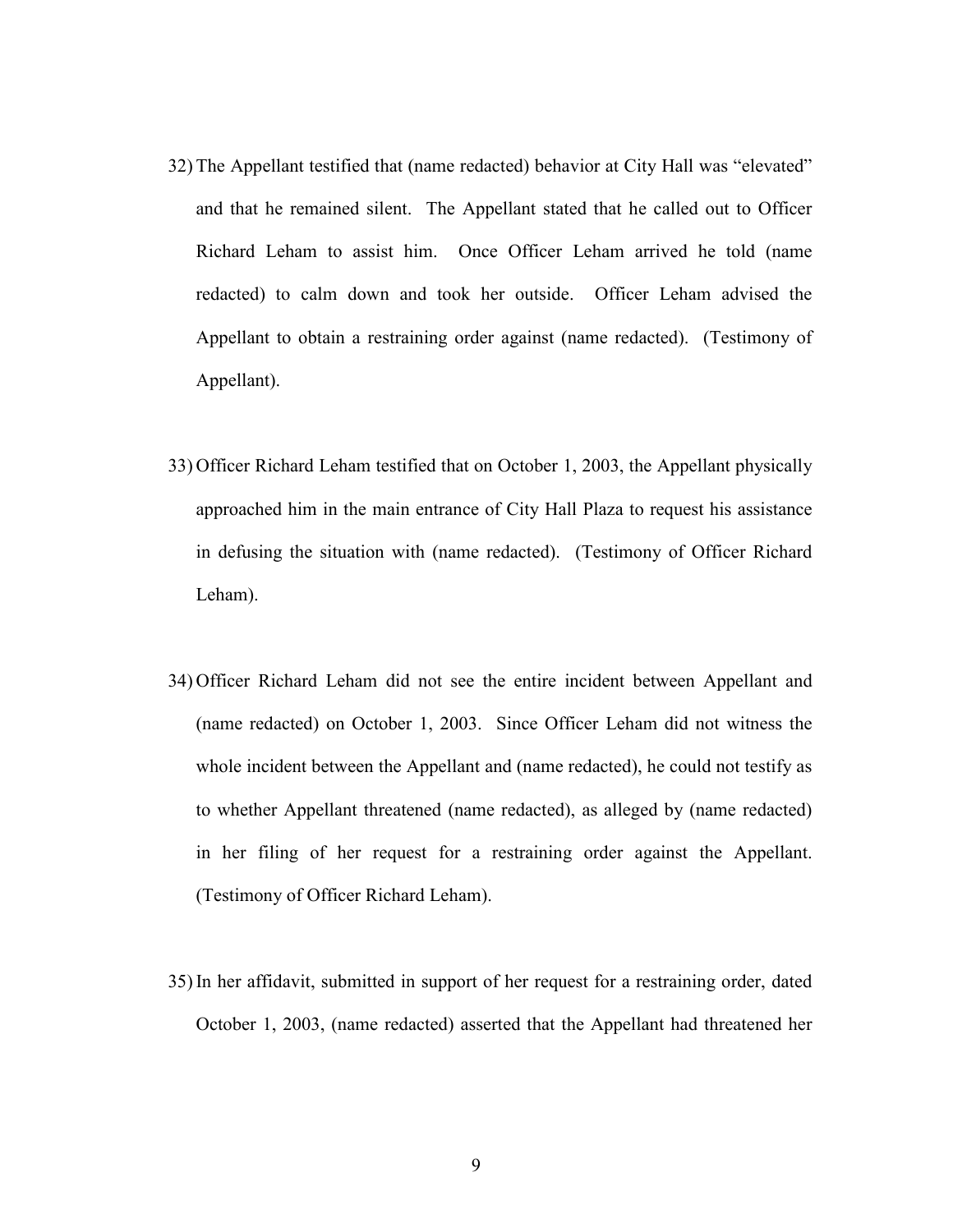32) The Appellant testified that (name redacted) behavior at City Hall was "elevated" and that he remained silent. The Appellant stated that he called out to Officer Richard Leham to assist him. Once Officer Leham arrived he told (name redacted) to calm down and took her outside. Officer Leham advised the Appellant to obtain a restraining order against (name redacted). (Testimony of Appellant).

33) Officer Richard Leham testified that on October 1, 2003, the Appellant physically approached him in the main entrance of City Hall Plaza to request his assistance in defusing the situation with (name redacted). (Testimony of Officer Richard Leham).

34) Officer Richard Leham did not see the entire incident between Appellant and (name redacted) on October 1, 2003. Since Officer Leham did not witness the whole incident between the Appellant and (name redacted), he could not testify as to whether Appellant threatened (name redacted), as alleged by (name redacted) in her filing of her request for a restraining order against the Appellant. (Testimony of Officer Richard Leham).

35) In her affidavit, submitted in support of her request for a restraining order, dated October 1, 2003, (name redacted) asserted that the Appellant had threatened her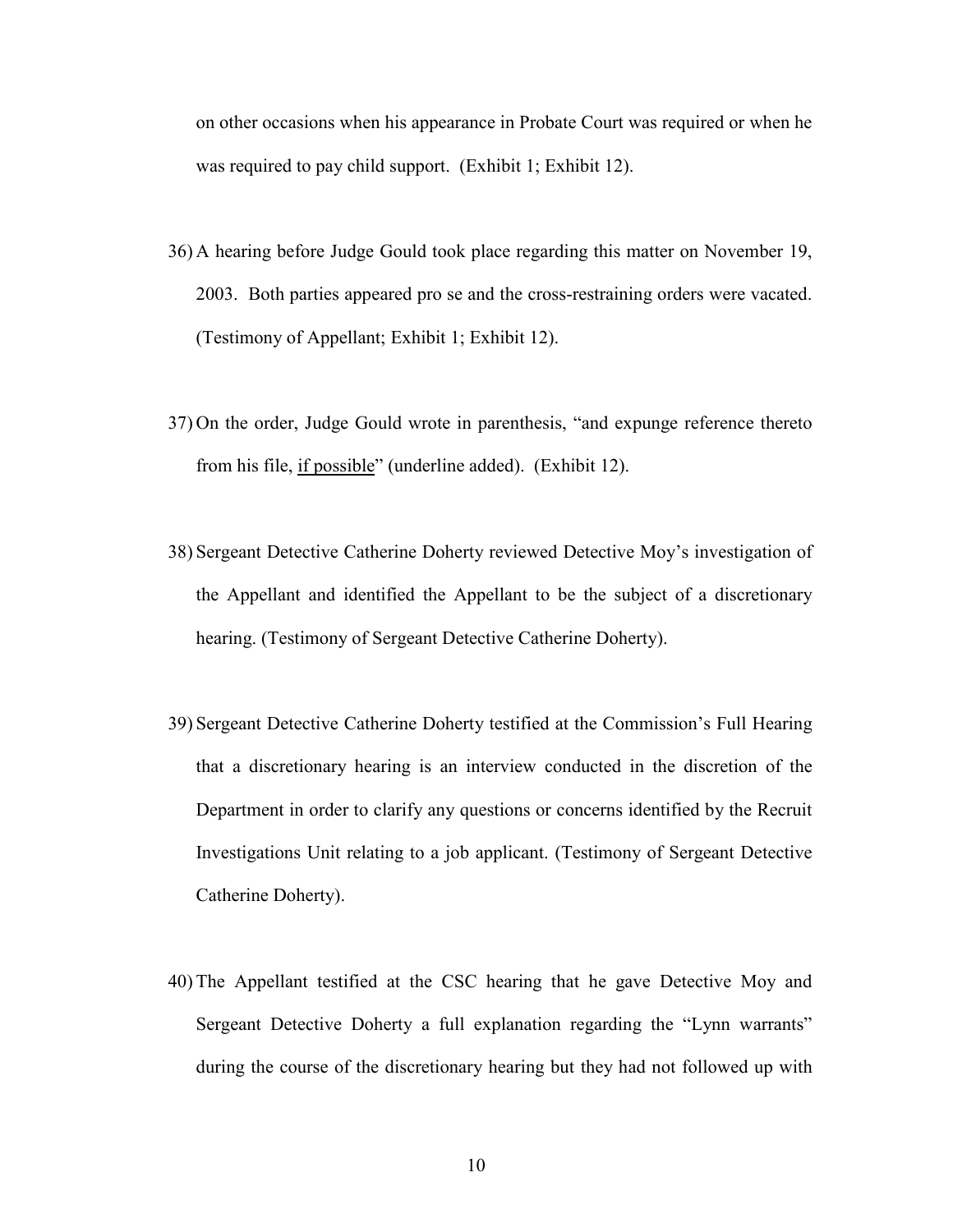on other occasions when his appearance in Probate Court was required or when he was required to pay child support. (Exhibit 1; Exhibit 12).

36) A hearing before Judge Gould took place regarding this matter on November 19, 2003. Both parties appeared pro se and the cross-restraining orders were vacated. (Testimony of Appellant; Exhibit 1; Exhibit 12).

37) On the order, Judge Gould wrote in parenthesis, "and expunge reference thereto from his file, <u>if possible</u>" (underline added). (Exhibit 12).

38) Sergeant Detective Catherine Doherty reviewed Detective Moy's investigation of the Appellant and identified the Appellant to be the subject of a discretionary hearing. (Testimony of Sergeant Detective Catherine Doherty).

39) Sergeant Detective Catherine Doherty testified at the Commission's Full Hearing that a discretionary hearing is an interview conducted in the discretion of the Department in order to clarify any questions or concerns identified by the Recruit Investigations Unit relating to a job applicant. (Testimony of Sergeant Detective Catherine Doherty).

40) The Appellant testified at the CSC hearing that he gave Detective Moy and Sergeant Detective Doherty a full explanation regarding the "Lynn warrants" during the course of the discretionary hearing but they had not followed up with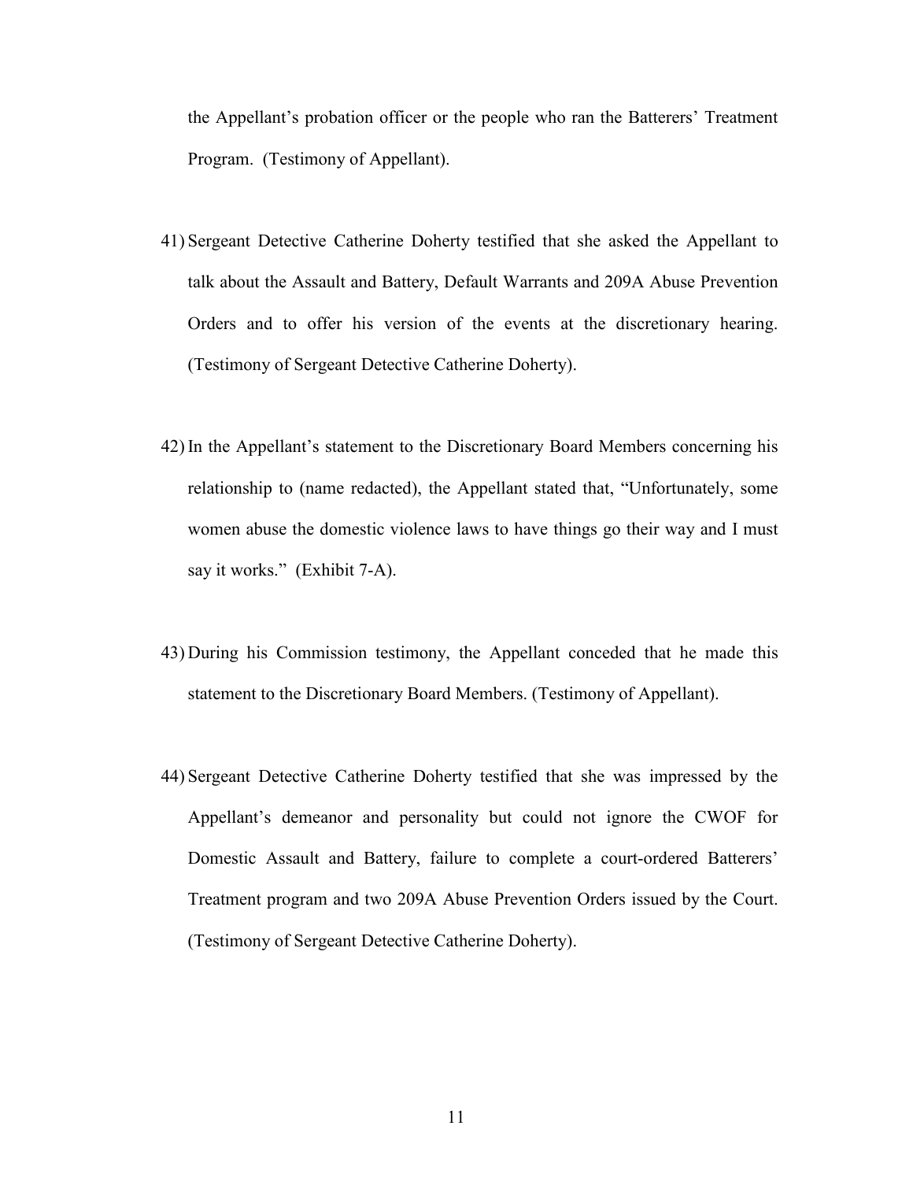the Appellant's probation officer or the people who ran the Batterers' Treatment Program. (Testimony of Appellant).

41) Sergeant Detective Catherine Doherty testified that she asked the Appellant to talk about the Assault and Battery, Default Warrants and 209A Abuse Prevention Orders and to offer his version of the events at the discretionary hearing. (Testimony of Sergeant Detective Catherine Doherty).

42) In the Appellant's statement to the Discretionary Board Members concerning his relationship to (name redacted), the Appellant stated that, "Unfortunately, some women abuse the domestic violence laws to have things go their way and I must say it works." (Exhibit 7-A).

43) During his Commission testimony, the Appellant conceded that he made this statement to the Discretionary Board Members. (Testimony of Appellant).

44) Sergeant Detective Catherine Doherty testified that she was impressed by the Appellant's demeanor and personality but could not ignore the CWOF for Domestic Assault and Battery, failure to complete a court-ordered Batterers' Treatment program and two 209A Abuse Prevention Orders issued by the Court. (Testimony of Sergeant Detective Catherine Doherty).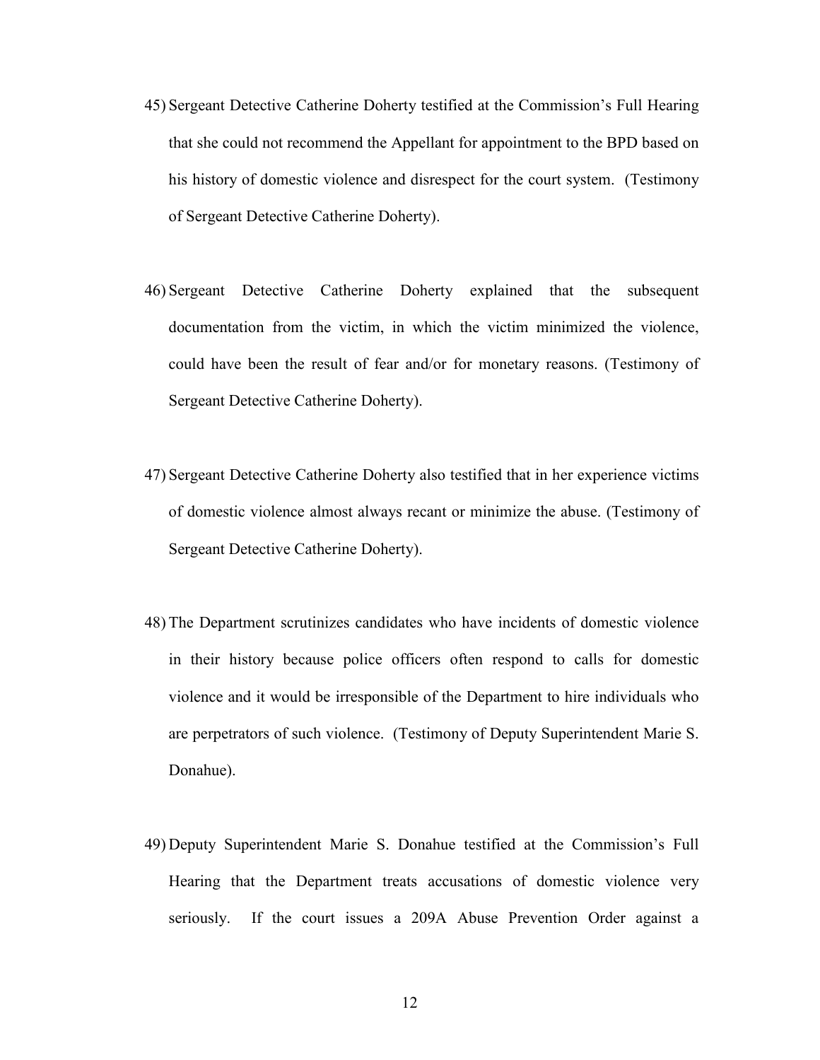45) Sergeant Detective Catherine Doherty testified at the Commission's Full Hearing that she could not recommend the Appellant for appointment to the BPD based on his history of domestic violence and disrespect for the court system. (Testimony of Sergeant Detective Catherine Doherty).

46) Sergeant Detective Catherine Doherty explained that the subsequent documentation from the victim, in which the victim minimized the violence, could have been the result of fear and/or for monetary reasons. (Testimony of Sergeant Detective Catherine Doherty).

47) Sergeant Detective Catherine Doherty also testified that in her experience victims of domestic violence almost always recant or minimize the abuse. (Testimony of Sergeant Detective Catherine Doherty).

48) The Department scrutinizes candidates who have incidents of domestic violence in their history because police officers often respond to calls for domestic violence and it would be irresponsible of the Department to hire individuals who are perpetrators of such violence. (Testimony of Deputy Superintendent Marie S. Donahue).

49) Deputy Superintendent Marie S. Donahue testified at the Commission's Full Hearing that the Department treats accusations of domestic violence very seriously. If the court issues a 209A Abuse Prevention Order against a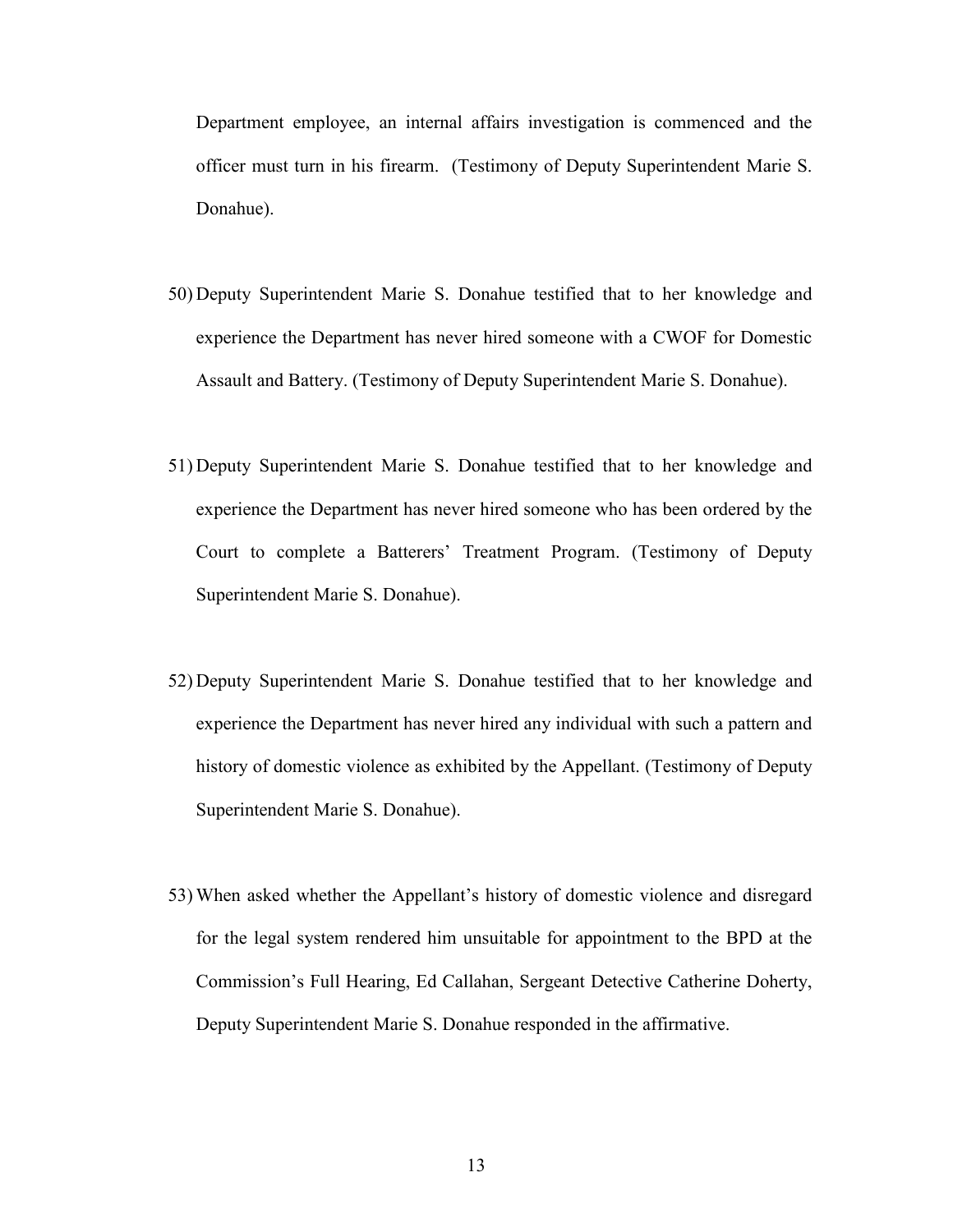Department employee, an internal affairs investigation is commenced and the officer must turn in his firearm. (Testimony of Deputy Superintendent Marie S. Donahue).

50) Deputy Superintendent Marie S. Donahue testified that to her knowledge and experience the Department has never hired someone with a CWOF for Domestic Assault and Battery. (Testimony of Deputy Superintendent Marie S. Donahue).

51) Deputy Superintendent Marie S. Donahue testified that to her knowledge and experience the Department has never hired someone who has been ordered by the Court to complete a Batterers' Treatment Program. (Testimony of Deputy Superintendent Marie S. Donahue).

52) Deputy Superintendent Marie S. Donahue testified that to her knowledge and experience the Department has never hired any individual with such a pattern and history of domestic violence as exhibited by the Appellant. (Testimony of Deputy Superintendent Marie S. Donahue).

53) When asked whether the Appellant's history of domestic violence and disregard for the legal system rendered him unsuitable for appointment to the BPD at the Commission's Full Hearing, Ed Callahan, Sergeant Detective Catherine Doherty, Deputy Superintendent Marie S. Donahue responded in the affirmative.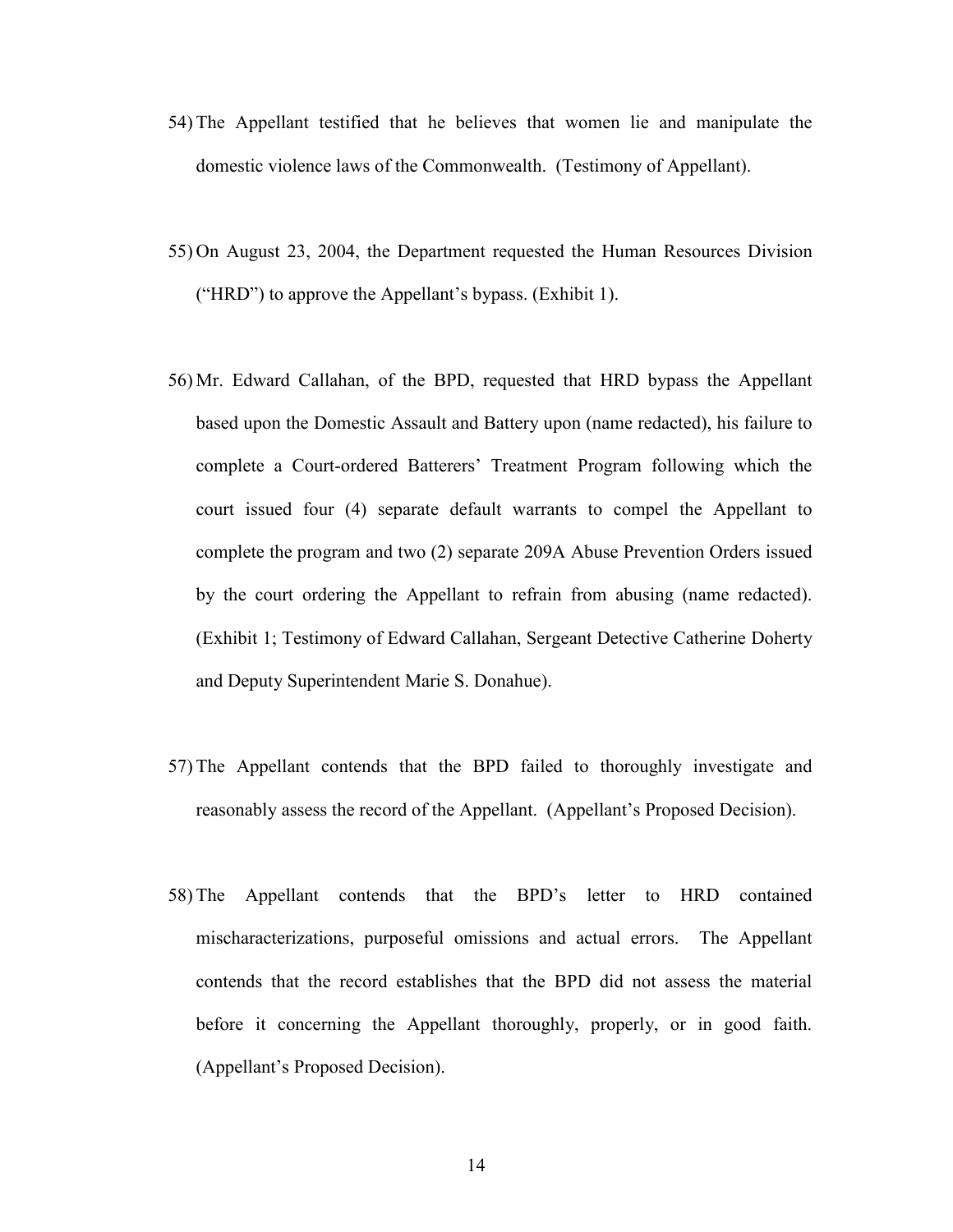54) The Appellant testified that he believes that women lie and manipulate the domestic violence laws of the Commonwealth. (Testimony of Appellant).

55) On August 23, 2004, the Department requested the Human Resources Division ("HRD") to approve the Appellant's bypass. (Exhibit 1).

56) Mr. Edward Callahan, of the BPD, requested that HRD bypass the Appellant based upon the Domestic Assault and Battery upon (name redacted), his failure to complete a Court-ordered Batterers' Treatment Program following which the court issued four (4) separate default warrants to compel the Appellant to complete the program and two (2) separate 209A Abuse Prevention Orders issued by the court ordering the Appellant to refrain from abusing (name redacted). (Exhibit 1; Testimony of Edward Callahan, Sergeant Detective Catherine Doherty and Deputy Superintendent Marie S. Donahue).

57) The Appellant contends that the BPD failed to thoroughly investigate and reasonably assess the record of the Appellant. (Appellant's Proposed Decision).

58) The Appellant contends that the BPD's letter to HRD contained mischaracterizations, purposeful omissions and actual errors. The Appellant contends that the record establishes that the BPD did not assess the material before it concerning the Appellant thoroughly, properly, or in good faith. (Appellant's Proposed Decision).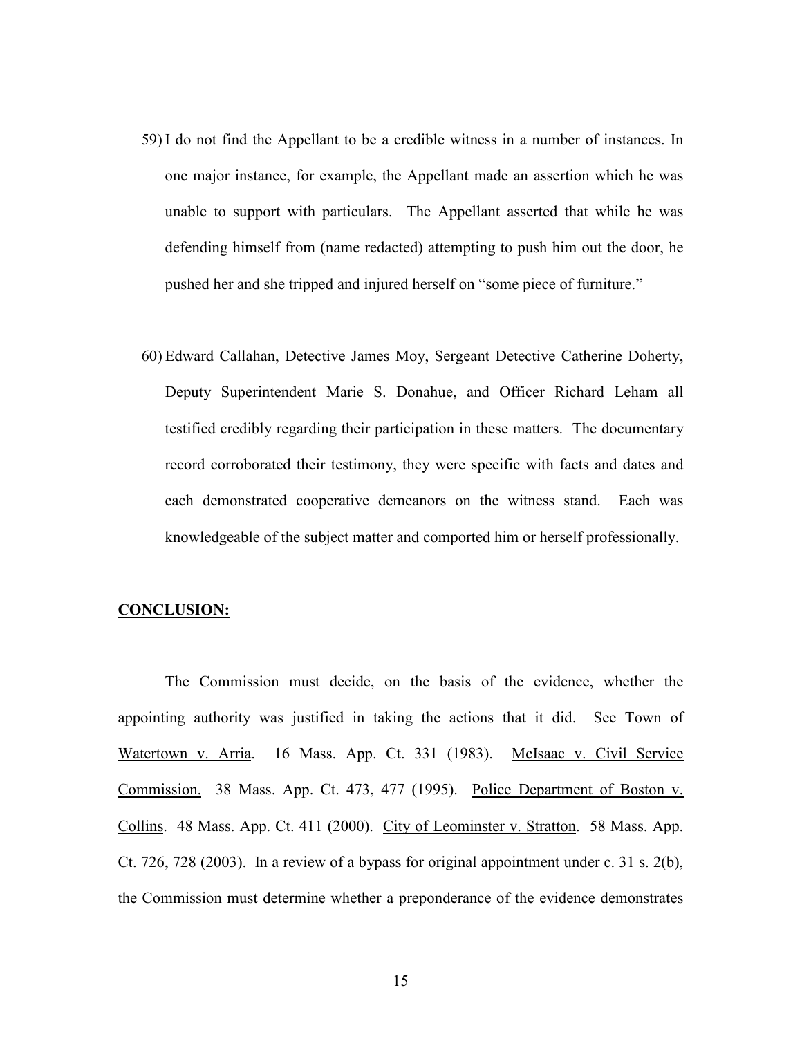59) I do not find the Appellant to be a credible witness in a number of instances. In one major instance, for example, the Appellant made an assertion which he was unable to support with particulars. The Appellant asserted that while he was defending himself from (name redacted) attempting to push him out the door, he pushed her and she tripped and injured herself on "some piece of furniture."

60) Edward Callahan, Detective James Moy, Sergeant Detective Catherine Doherty, Deputy Superintendent Marie S. Donahue, and Officer Richard Leham all testified credibly regarding their participation in these matters. The documentary record corroborated their testimony, they were specific with facts and dates and each demonstrated cooperative demeanors on the witness stand. Each was knowledgeable of the subject matter and comported him or herself professionally.

**CONCLUSION:**

The Commission must decide, on the basis of the evidence, whether the appointing authority was justified in taking the actions that it did. See Town of Watertown v. Arria. 16 Mass. App. Ct. 331 (1983). McIsaac v. Civil Service Commission. 38 Mass. App. Ct. 473, 477 (1995). Police Department of Boston v. Collins. 48 Mass. App. Ct. 411 (2000). City of Leominster v. Stratton. 58 Mass. App. Ct. 726, 728 (2003). In a review of a bypass for original appointment under c. 31 s. 2(b), the Commission must determine whether a preponderance of the evidence demonstrates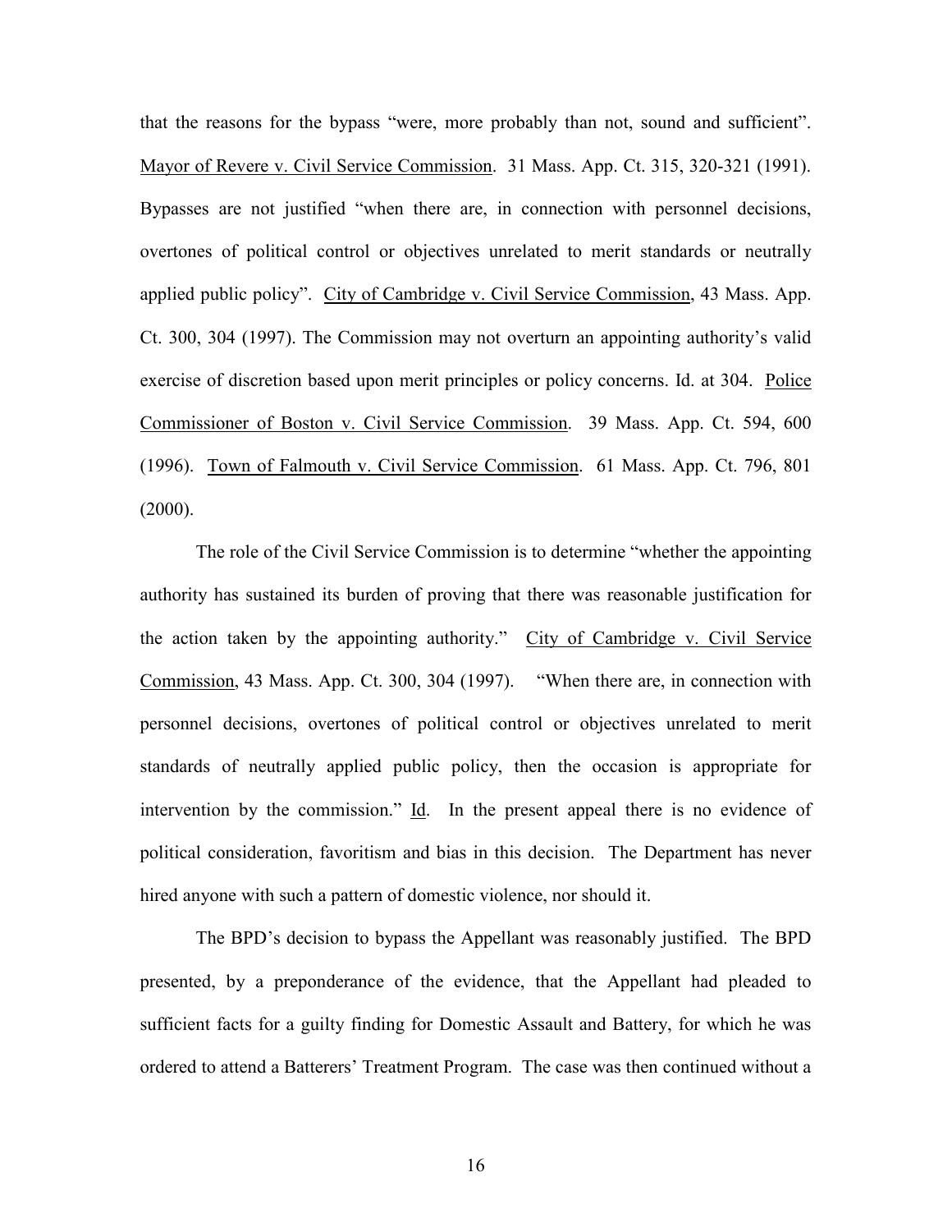that the reasons for the bypass "were, more probably than not, sound and sufficient". Mayor of Revere v. Civil Service Commission. 31 Mass. App. Ct. 315, 320-321 (1991). Bypasses are not justified "when there are, in connection with personnel decisions, overtones of political control or objectives unrelated to merit standards or neutrally applied public policy". City of Cambridge v. Civil Service Commission, 43 Mass. App. Ct. 300, 304 (1997). The Commission may not overturn an appointing authority's valid exercise of discretion based upon merit principles or policy concerns. Id. at 304. Police Commissioner of Boston v. Civil Service Commission. 39 Mass. App. Ct. 594, 600 (1996). Town of Falmouth v. Civil Service Commission. 61 Mass. App. Ct. 796, 801 (2000).

The role of the Civil Service Commission is to determine "whether the appointing authority has sustained its burden of proving that there was reasonable justification for the action taken by the appointing authority." City of Cambridge v. Civil Service Commission, 43 Mass. App. Ct. 300, 304 (1997). "When there are, in connection with personnel decisions, overtones of political control or objectives unrelated to merit standards of neutrally applied public policy, then the occasion is appropriate for intervention by the commission." Id. In the present appeal there is no evidence of political consideration, favoritism and bias in this decision. The Department has never hired anyone with such a pattern of domestic violence, nor should it.

The BPD's decision to bypass the Appellant was reasonably justified. The BPD presented, by a preponderance of the evidence, that the Appellant had pleaded to sufficient facts for a guilty finding for Domestic Assault and Battery, for which he was ordered to attend a Batterers' Treatment Program. The case was then continued without a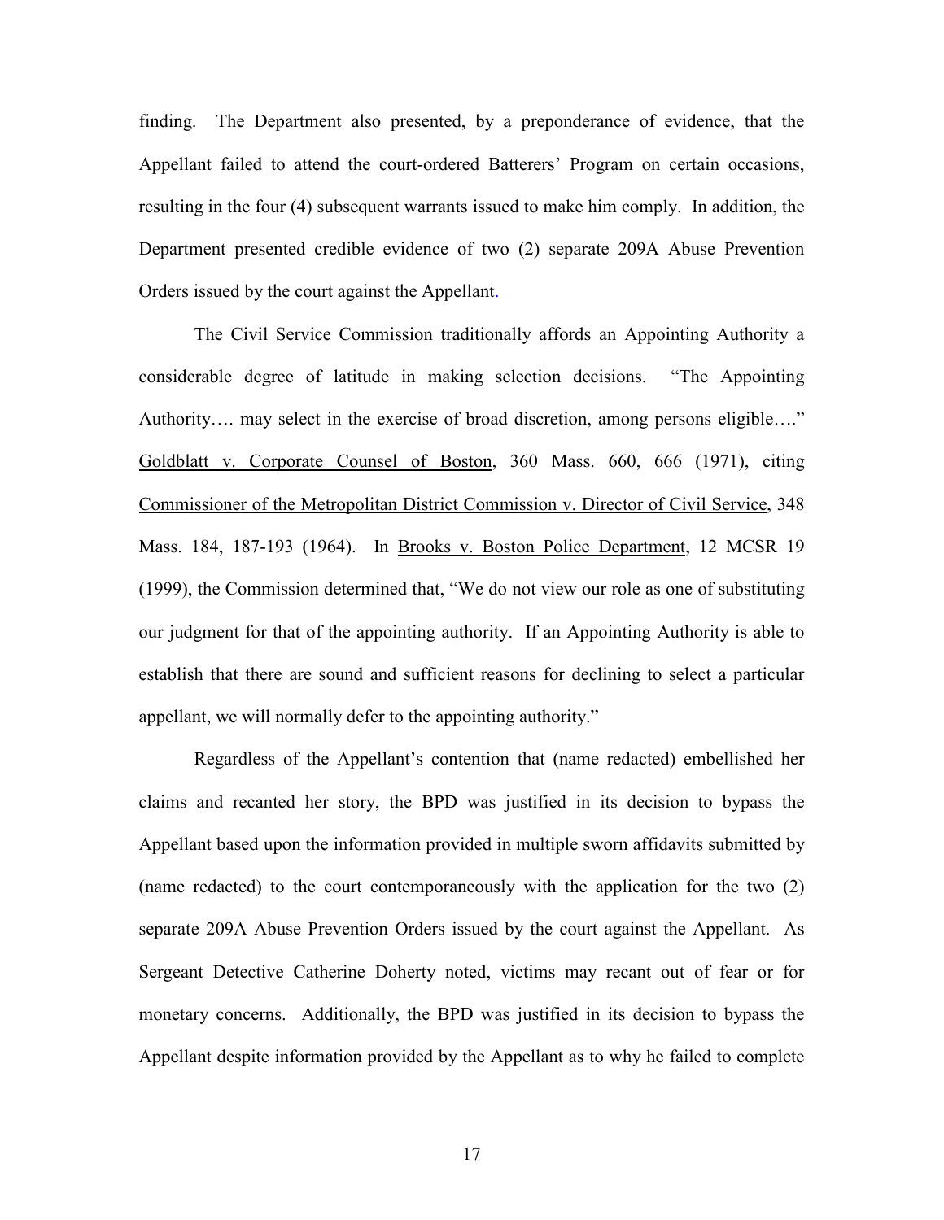finding. The Department also presented, by a preponderance of evidence, that the Appellant failed to attend the court-ordered Batterers' Program on certain occasions, resulting in the four (4) subsequent warrants issued to make him comply. In addition, the Department presented credible evidence of two (2) separate 209A Abuse Prevention Orders issued by the court against the Appellant.

The Civil Service Commission traditionally affords an Appointing Authority a considerable degree of latitude in making selection decisions. "The Appointing Authority…. may select in the exercise of broad discretion, among persons eligible…." Goldblatt v. Corporate Counsel of Boston, 360 Mass. 660, 666 (1971), citing Commissioner of the Metropolitan District Commission v. Director of Civil Service, 348 Mass. 184, 187-193 (1964). In Brooks v. Boston Police Department, 12 MCSR 19 (1999), the Commission determined that, "We do not view our role as one of substituting our judgment for that of the appointing authority. If an Appointing Authority is able to establish that there are sound and sufficient reasons for declining to select a particular appellant, we will normally defer to the appointing authority."

Regardless of the Appellant's contention that (name redacted) embellished her claims and recanted her story, the BPD was justified in its decision to bypass the Appellant based upon the information provided in multiple sworn affidavits submitted by (name redacted) to the court contemporaneously with the application for the two (2) separate 209A Abuse Prevention Orders issued by the court against the Appellant. As Sergeant Detective Catherine Doherty noted, victims may recant out of fear or for monetary concerns. Additionally, the BPD was justified in its decision to bypass the Appellant despite information provided by the Appellant as to why he failed to complete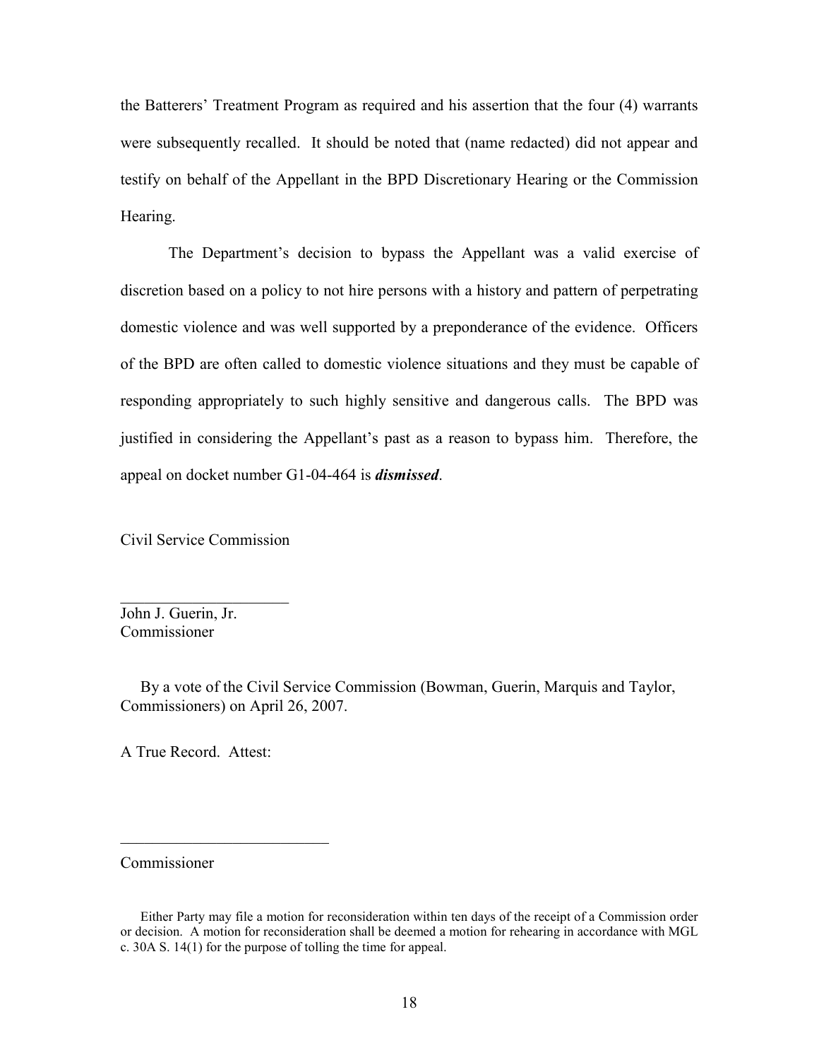the Batterers' Treatment Program as required and his assertion that the four (4) warrants were subsequently recalled. It should be noted that (name redacted) did not appear and testify on behalf of the Appellant in the BPD Discretionary Hearing or the Commission Hearing.

The Department's decision to bypass the Appellant was a valid exercise of discretion based on a policy to not hire persons with a history and pattern of perpetrating domestic violence and was well supported by a preponderance of the evidence. Officers of the BPD are often called to domestic violence situations and they must be capable of responding appropriately to such highly sensitive and dangerous calls. The BPD was justified in considering the Appellant's past as a reason to bypass him. Therefore, the appeal on docket number G1-04-464 is ***dismissed***.

Civil Service Commission

______________________
John J. Guerin, Jr.
Commissioner

By a vote of the Civil Service Commission (Bowman, Guerin, Marquis and Taylor, Commissioners) on April 26, 2007.

A True Record. Attest:

___________________________

Commissioner

Either Party may file a motion for reconsideration within ten days of the receipt of a Commission order or decision. A motion for reconsideration shall be deemed a motion for rehearing in accordance with MGL c. 30A S. 14(1) for the purpose of tolling the time for appeal.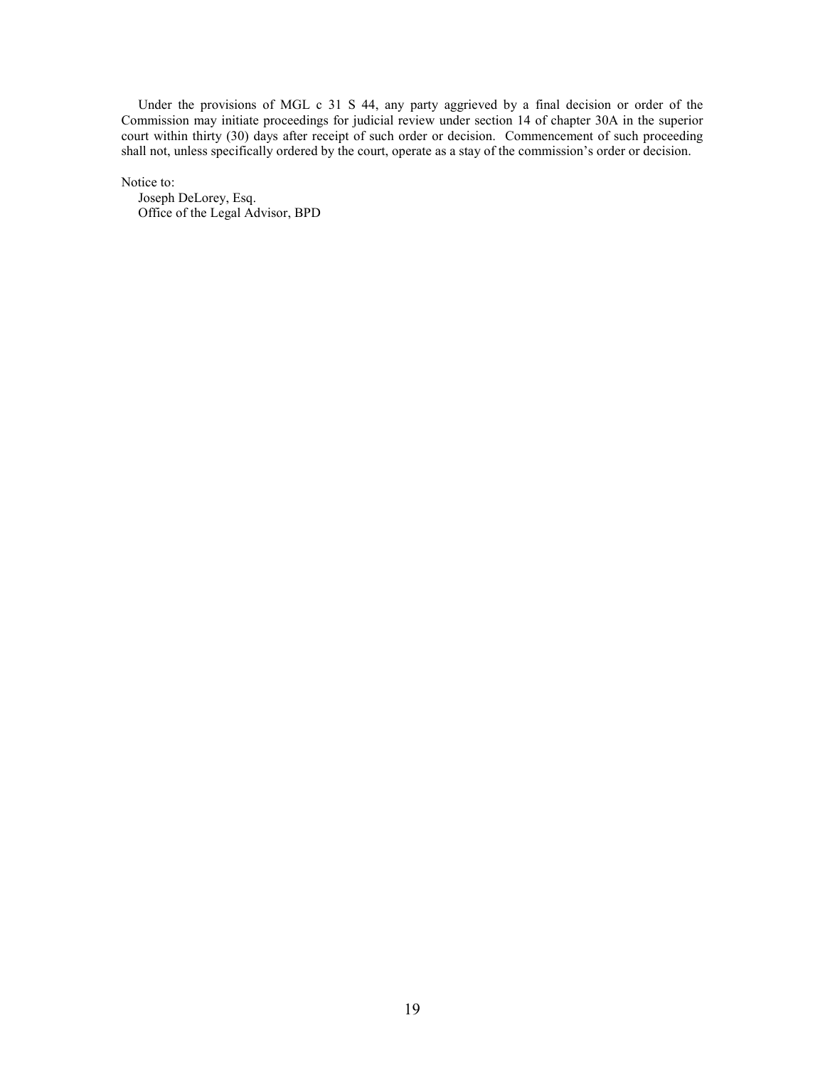Under the provisions of MGL c 31 S 44, any party aggrieved by a final decision or order of the Commission may initiate proceedings for judicial review under section 14 of chapter 30A in the superior court within thirty (30) days after receipt of such order or decision. Commencement of such proceeding shall not, unless specifically ordered by the court, operate as a stay of the commission's order or decision.

Notice to:
Joseph DeLorey, Esq.
Office of the Legal Advisor, BPD